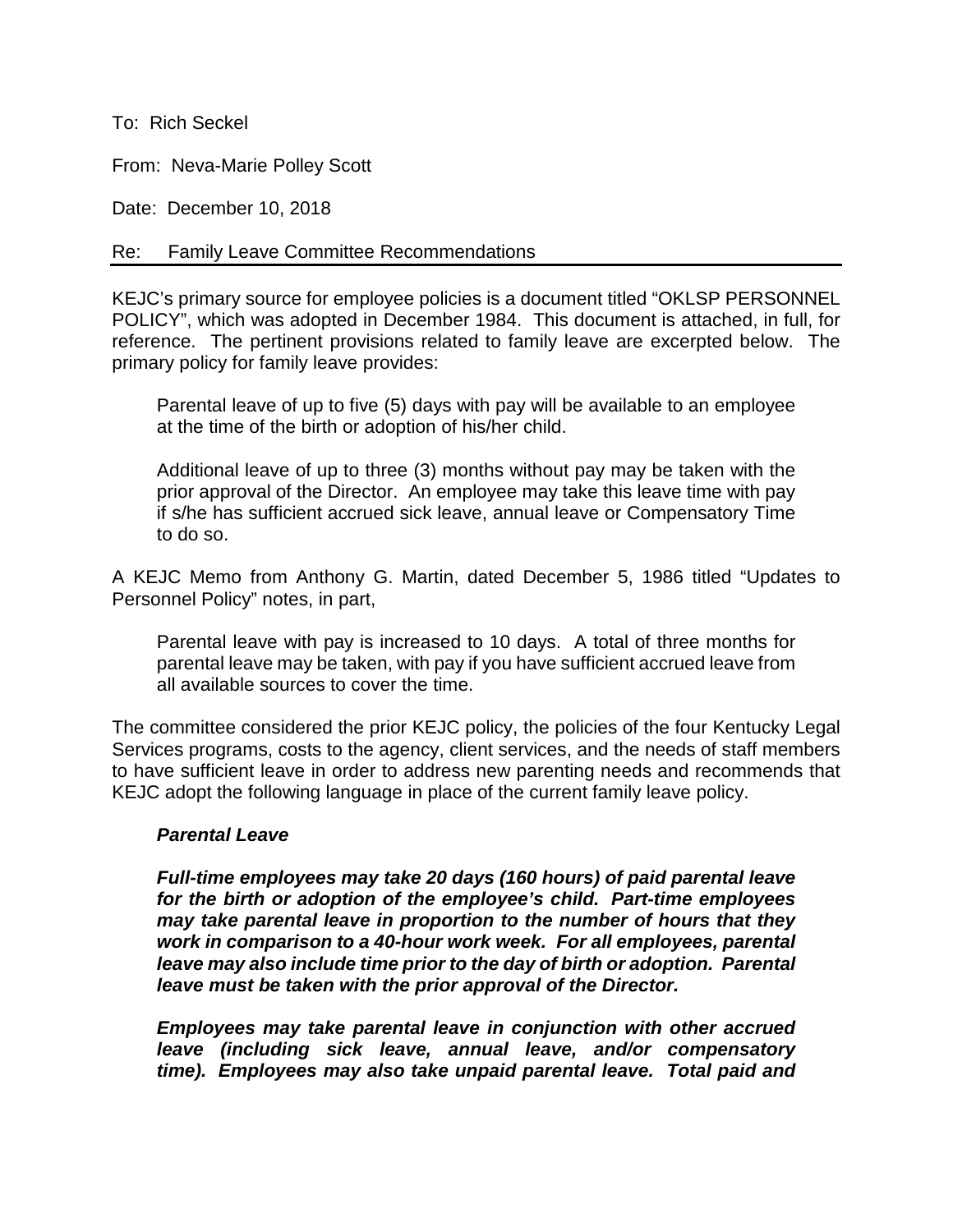To: Rich Seckel

From: Neva-Marie Polley Scott

Date: December 10, 2018

Re: Family Leave Committee Recommendations

KEJC's primary source for employee policies is a document titled "OKLSP PERSONNEL POLICY", which was adopted in December 1984. This document is attached, in full, for reference. The pertinent provisions related to family leave are excerpted below. The primary policy for family leave provides:

> Parental leave of up to five (5) days with pay will be available to an employee at the time of the birth or adoption of his/her child.
>
> Additional leave of up to three (3) months without pay may be taken with the prior approval of the Director. An employee may take this leave time with pay if s/he has sufficient accrued sick leave, annual leave or Compensatory Time to do so.

A KEJC Memo from Anthony G. Martin, dated December 5, 1986 titled "Updates to Personnel Policy" notes, in part,

> Parental leave with pay is increased to 10 days. A total of three months for parental leave may be taken, with pay if you have sufficient accrued leave from all available sources to cover the time.

The committee considered the prior KEJC policy, the policies of the four Kentucky Legal Services programs, costs to the agency, client services, and the needs of staff members to have sufficient leave in order to address new parenting needs and recommends that KEJC adopt the following language in place of the current family leave policy.

> ***Parental Leave***
>
> ***Full-time employees may take 20 days (160 hours) of paid parental leave for the birth or adoption of the employee's child. Part-time employees may take parental leave in proportion to the number of hours that they work in comparison to a 40-hour work week. For all employees, parental leave may also include time prior to the day of birth or adoption. Parental leave must be taken with the prior approval of the Director.***
>
> ***Employees may take parental leave in conjunction with other accrued leave (including sick leave, annual leave, and/or compensatory time). Employees may also take unpaid parental leave. Total paid and***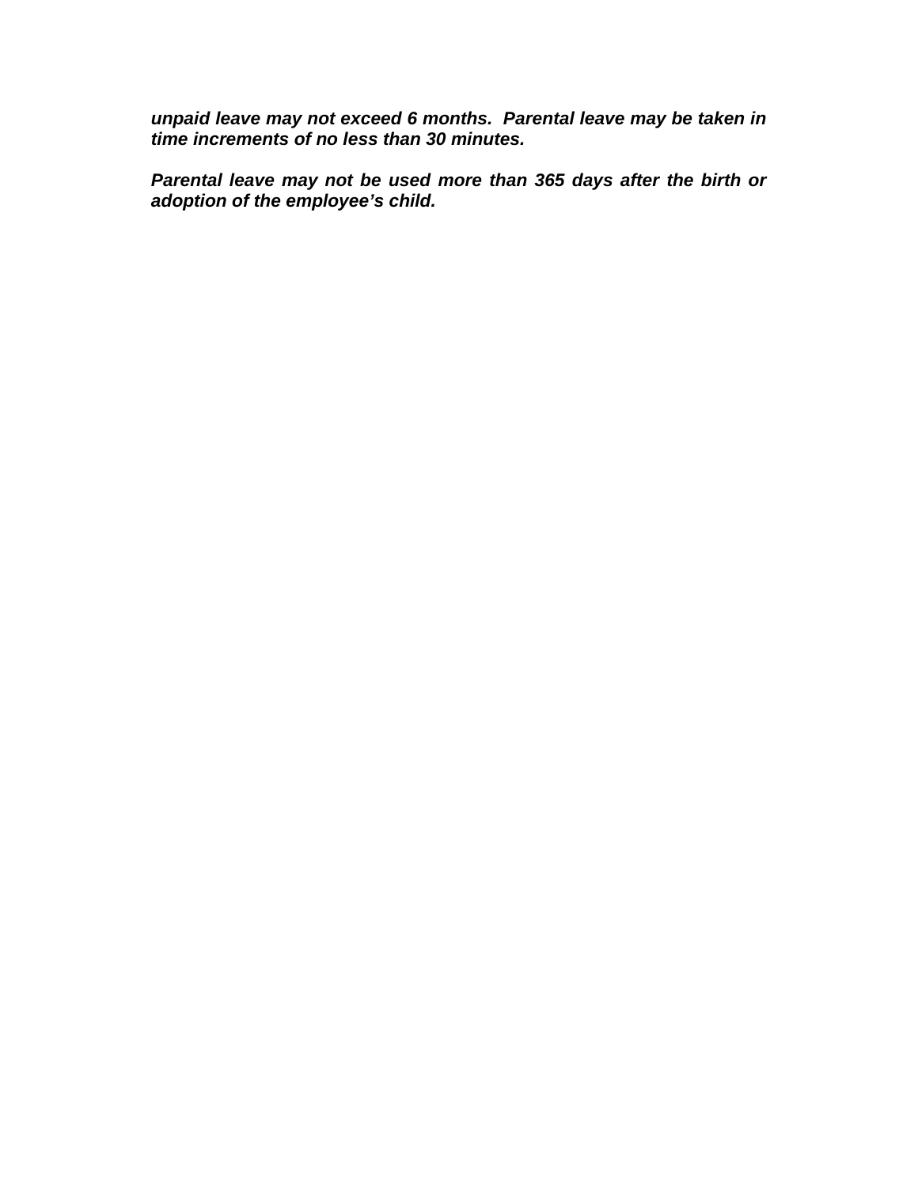***unpaid leave may not exceed 6 months. Parental leave may be taken in time increments of no less than 30 minutes.***

***Parental leave may not be used more than 365 days after the birth or adoption of the employee's child.***